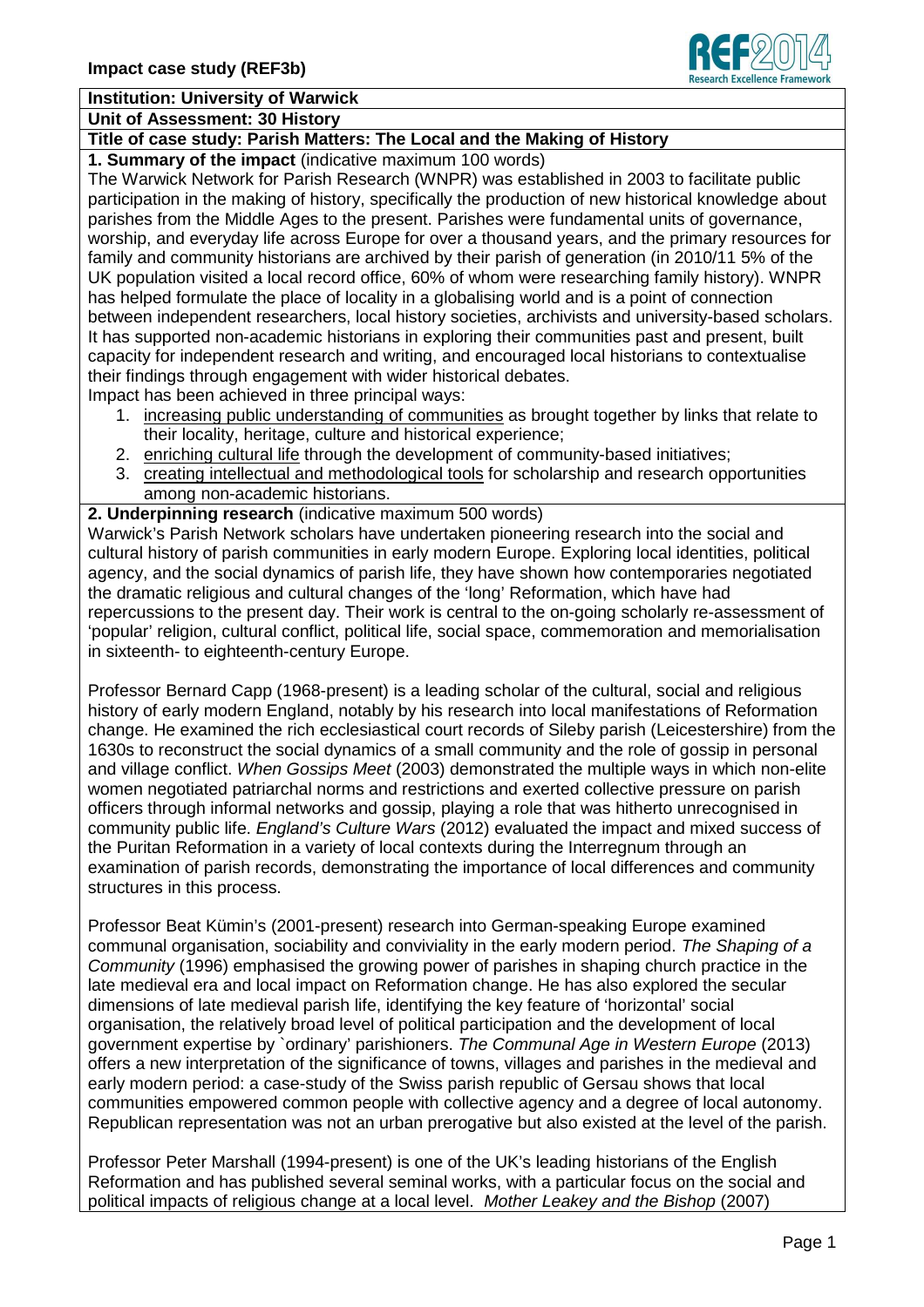# Impact case study (REF3b)

**Institution: University of Warwick**

**Unit of Assessment: 30 History**

**Title of case study: Parish Matters: The Local and the Making of History**

**1. Summary of the impact** (indicative maximum 100 words)

The Warwick Network for Parish Research (WNPR) was established in 2003 to facilitate public participation in the making of history, specifically the production of new historical knowledge about parishes from the Middle Ages to the present. Parishes were fundamental units of governance, worship, and everyday life across Europe for over a thousand years, and the primary resources for family and community historians are archived by their parish of generation (in 2010/11 5% of the UK population visited a local record office, 60% of whom were researching family history). WNPR has helped formulate the place of locality in a globalising world and is a point of connection between independent researchers, local history societies, archivists and university-based scholars. It has supported non-academic historians in exploring their communities past and present, built capacity for independent research and writing, and encouraged local historians to contextualise their findings through engagement with wider historical debates.

Impact has been achieved in three principal ways:

1. increasing public understanding of communities as brought together by links that relate to their locality, heritage, culture and historical experience;
2. enriching cultural life through the development of community-based initiatives;
3. creating intellectual and methodological tools for scholarship and research opportunities among non-academic historians.

**2. Underpinning research** (indicative maximum 500 words)

Warwick's Parish Network scholars have undertaken pioneering research into the social and cultural history of parish communities in early modern Europe. Exploring local identities, political agency, and the social dynamics of parish life, they have shown how contemporaries negotiated the dramatic religious and cultural changes of the 'long' Reformation, which have had repercussions to the present day. Their work is central to the on-going scholarly re-assessment of 'popular' religion, cultural conflict, political life, social space, commemoration and memorialisation in sixteenth- to eighteenth-century Europe.

Professor Bernard Capp (1968-present) is a leading scholar of the cultural, social and religious history of early modern England, notably by his research into local manifestations of Reformation change. He examined the rich ecclesiastical court records of Sileby parish (Leicestershire) from the 1630s to reconstruct the social dynamics of a small community and the role of gossip in personal and village conflict. *When Gossips Meet* (2003) demonstrated the multiple ways in which non-elite women negotiated patriarchal norms and restrictions and exerted collective pressure on parish officers through informal networks and gossip, playing a role that was hitherto unrecognised in community public life. *England's Culture Wars* (2012) evaluated the impact and mixed success of the Puritan Reformation in a variety of local contexts during the Interregnum through an examination of parish records, demonstrating the importance of local differences and community structures in this process.

Professor Beat Kümin's (2001-present) research into German-speaking Europe examined communal organisation, sociability and conviviality in the early modern period. *The Shaping of a Community* (1996) emphasised the growing power of parishes in shaping church practice in the late medieval era and local impact on Reformation change. He has also explored the secular dimensions of late medieval parish life, identifying the key feature of 'horizontal' social organisation, the relatively broad level of political participation and the development of local government expertise by `ordinary' parishioners. *The Communal Age in Western Europe* (2013) offers a new interpretation of the significance of towns, villages and parishes in the medieval and early modern period: a case-study of the Swiss parish republic of Gersau shows that local communities empowered common people with collective agency and a degree of local autonomy. Republican representation was not an urban prerogative but also existed at the level of the parish.

Professor Peter Marshall (1994-present) is one of the UK's leading historians of the English Reformation and has published several seminal works, with a particular focus on the social and political impacts of religious change at a local level. *Mother Leakey and the Bishop* (2007)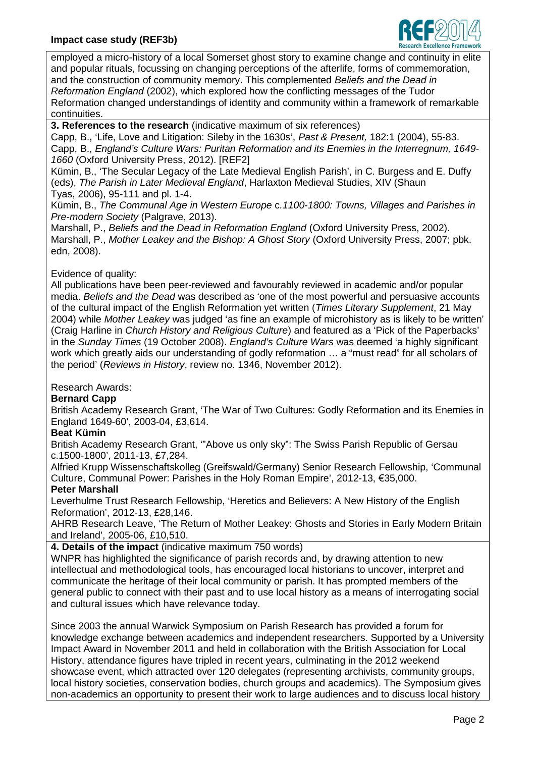employed a micro-history of a local Somerset ghost story to examine change and continuity in elite and popular rituals, focussing on changing perceptions of the afterlife, forms of commemoration, and the construction of community memory. This complemented *Beliefs and the Dead in Reformation England* (2002), which explored how the conflicting messages of the Tudor Reformation changed understandings of identity and community within a framework of remarkable continuities.

**3. References to the research** (indicative maximum of six references)

Capp, B., 'Life, Love and Litigation: Sileby in the 1630s', *Past & Present,* 182:1 (2004), 55-83.

Capp, B., *England's Culture Wars: Puritan Reformation and its Enemies in the Interregnum, 1649-1660* (Oxford University Press, 2012). [REF2]

Kümin, B., 'The Secular Legacy of the Late Medieval English Parish', in C. Burgess and E. Duffy (eds), *The Parish in Later Medieval England*, Harlaxton Medieval Studies, XIV (Shaun Tyas, 2006), 95-111 and pl. 1-4.

Kümin, B., *The Communal Age in Western Europe* c.*1100-1800: Towns, Villages and Parishes in Pre-modern Society* (Palgrave, 2013).

Marshall, P., *Beliefs and the Dead in Reformation England* (Oxford University Press, 2002).

Marshall, P., *Mother Leakey and the Bishop: A Ghost Story* (Oxford University Press, 2007; pbk. edn, 2008).

Evidence of quality:

All publications have been peer-reviewed and favourably reviewed in academic and/or popular media. *Beliefs and the Dead* was described as 'one of the most powerful and persuasive accounts of the cultural impact of the English Reformation yet written (*Times Literary Supplement*, 21 May 2004) while *Mother Leakey* was judged 'as fine an example of microhistory as is likely to be written' (Craig Harline in *Church History and Religious Culture*) and featured as a 'Pick of the Paperbacks' in the *Sunday Times* (19 October 2008). *England's Culture Wars* was deemed 'a highly significant work which greatly aids our understanding of godly reformation … a "must read" for all scholars of the period' (*Reviews in History*, review no. 1346, November 2012).

Research Awards:

**Bernard Capp**

British Academy Research Grant, 'The War of Two Cultures: Godly Reformation and its Enemies in England 1649-60', 2003-04, £3,614.

**Beat Kümin**

British Academy Research Grant, '"Above us only sky": The Swiss Parish Republic of Gersau c.1500-1800', 2011-13, £7,284.

Alfried Krupp Wissenschaftskolleg (Greifswald/Germany) Senior Research Fellowship, 'Communal Culture, Communal Power: Parishes in the Holy Roman Empire', 2012-13, €35,000.

**Peter Marshall**

Leverhulme Trust Research Fellowship, 'Heretics and Believers: A New History of the English Reformation', 2012-13, £28,146.

AHRB Research Leave, 'The Return of Mother Leakey: Ghosts and Stories in Early Modern Britain and Ireland', 2005-06, £10,510.

**4. Details of the impact** (indicative maximum 750 words)

WNPR has highlighted the significance of parish records and, by drawing attention to new intellectual and methodological tools, has encouraged local historians to uncover, interpret and communicate the heritage of their local community or parish. It has prompted members of the general public to connect with their past and to use local history as a means of interrogating social and cultural issues which have relevance today.

Since 2003 the annual Warwick Symposium on Parish Research has provided a forum for knowledge exchange between academics and independent researchers. Supported by a University Impact Award in November 2011 and held in collaboration with the British Association for Local History, attendance figures have tripled in recent years, culminating in the 2012 weekend showcase event, which attracted over 120 delegates (representing archivists, community groups, local history societies, conservation bodies, church groups and academics). The Symposium gives non-academics an opportunity to present their work to large audiences and to discuss local history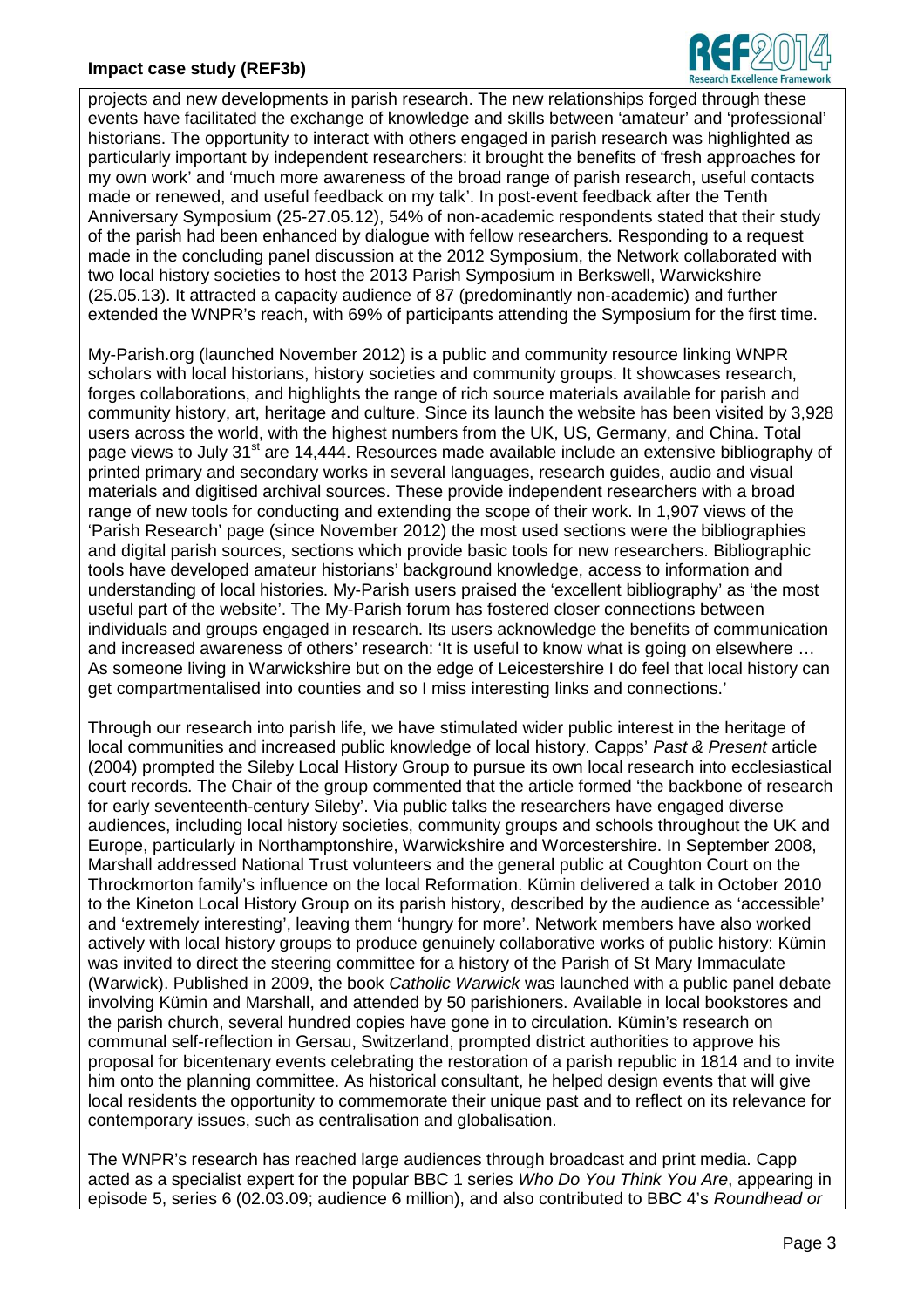projects and new developments in parish research. The new relationships forged through these events have facilitated the exchange of knowledge and skills between 'amateur' and 'professional' historians. The opportunity to interact with others engaged in parish research was highlighted as particularly important by independent researchers: it brought the benefits of 'fresh approaches for my own work' and 'much more awareness of the broad range of parish research, useful contacts made or renewed, and useful feedback on my talk'. In post-event feedback after the Tenth Anniversary Symposium (25-27.05.12), 54% of non-academic respondents stated that their study of the parish had been enhanced by dialogue with fellow researchers. Responding to a request made in the concluding panel discussion at the 2012 Symposium, the Network collaborated with two local history societies to host the 2013 Parish Symposium in Berkswell, Warwickshire (25.05.13). It attracted a capacity audience of 87 (predominantly non-academic) and further extended the WNPR's reach, with 69% of participants attending the Symposium for the first time.

My-Parish.org (launched November 2012) is a public and community resource linking WNPR scholars with local historians, history societies and community groups. It showcases research, forges collaborations, and highlights the range of rich source materials available for parish and community history, art, heritage and culture. Since its launch the website has been visited by 3,928 users across the world, with the highest numbers from the UK, US, Germany, and China. Total page views to July 31st are 14,444. Resources made available include an extensive bibliography of printed primary and secondary works in several languages, research guides, audio and visual materials and digitised archival sources. These provide independent researchers with a broad range of new tools for conducting and extending the scope of their work. In 1,907 views of the 'Parish Research' page (since November 2012) the most used sections were the bibliographies and digital parish sources, sections which provide basic tools for new researchers. Bibliographic tools have developed amateur historians' background knowledge, access to information and understanding of local histories. My-Parish users praised the 'excellent bibliography' as 'the most useful part of the website'. The My-Parish forum has fostered closer connections between individuals and groups engaged in research. Its users acknowledge the benefits of communication and increased awareness of others' research: 'It is useful to know what is going on elsewhere … As someone living in Warwickshire but on the edge of Leicestershire I do feel that local history can get compartmentalised into counties and so I miss interesting links and connections.'

Through our research into parish life, we have stimulated wider public interest in the heritage of local communities and increased public knowledge of local history. Capps' *Past & Present* article (2004) prompted the Sileby Local History Group to pursue its own local research into ecclesiastical court records. The Chair of the group commented that the article formed 'the backbone of research for early seventeenth-century Sileby'. Via public talks the researchers have engaged diverse audiences, including local history societies, community groups and schools throughout the UK and Europe, particularly in Northamptonshire, Warwickshire and Worcestershire. In September 2008, Marshall addressed National Trust volunteers and the general public at Coughton Court on the Throckmorton family's influence on the local Reformation. Kümin delivered a talk in October 2010 to the Kineton Local History Group on its parish history, described by the audience as 'accessible' and 'extremely interesting', leaving them 'hungry for more'. Network members have also worked actively with local history groups to produce genuinely collaborative works of public history: Kümin was invited to direct the steering committee for a history of the Parish of St Mary Immaculate (Warwick). Published in 2009, the book *Catholic Warwick* was launched with a public panel debate involving Kümin and Marshall, and attended by 50 parishioners. Available in local bookstores and the parish church, several hundred copies have gone in to circulation. Kümin's research on communal self-reflection in Gersau, Switzerland, prompted district authorities to approve his proposal for bicentenary events celebrating the restoration of a parish republic in 1814 and to invite him onto the planning committee. As historical consultant, he helped design events that will give local residents the opportunity to commemorate their unique past and to reflect on its relevance for contemporary issues, such as centralisation and globalisation.

The WNPR's research has reached large audiences through broadcast and print media. Capp acted as a specialist expert for the popular BBC 1 series *Who Do You Think You Are*, appearing in episode 5, series 6 (02.03.09; audience 6 million), and also contributed to BBC 4's *Roundhead or*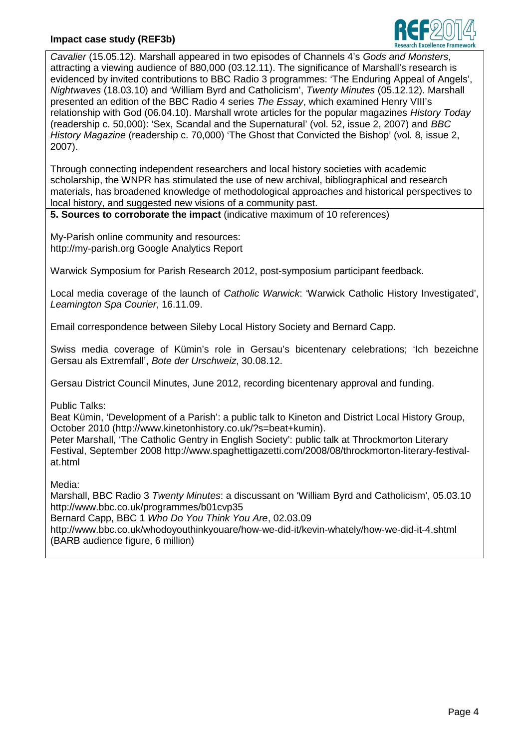*Cavalier* (15.05.12). Marshall appeared in two episodes of Channels 4's *Gods and Monsters*, attracting a viewing audience of 880,000 (03.12.11). The significance of Marshall's research is evidenced by invited contributions to BBC Radio 3 programmes: 'The Enduring Appeal of Angels', *Nightwaves* (18.03.10) and 'William Byrd and Catholicism', *Twenty Minutes* (05.12.12). Marshall presented an edition of the BBC Radio 4 series *The Essay*, which examined Henry VIII's relationship with God (06.04.10). Marshall wrote articles for the popular magazines *History Today* (readership c. 50,000): 'Sex, Scandal and the Supernatural' (vol. 52, issue 2, 2007) and *BBC History Magazine* (readership c. 70,000) 'The Ghost that Convicted the Bishop' (vol. 8, issue 2, 2007).

Through connecting independent researchers and local history societies with academic scholarship, the WNPR has stimulated the use of new archival, bibliographical and research materials, has broadened knowledge of methodological approaches and historical perspectives to local history, and suggested new visions of a community past.

**5. Sources to corroborate the impact** (indicative maximum of 10 references)

My-Parish online community and resources:
http://my-parish.org Google Analytics Report

Warwick Symposium for Parish Research 2012, post-symposium participant feedback.

Local media coverage of the launch of *Catholic Warwick*: 'Warwick Catholic History Investigated', *Leamington Spa Courier*, 16.11.09.

Email correspondence between Sileby Local History Society and Bernard Capp.

Swiss media coverage of Kümin's role in Gersau's bicentenary celebrations; 'Ich bezeichne Gersau als Extremfall', *Bote der Urschweiz*, 30.08.12.

Gersau District Council Minutes, June 2012, recording bicentenary approval and funding.

Public Talks:
Beat Kümin, 'Development of a Parish': a public talk to Kineton and District Local History Group, October 2010 (http://www.kinetonhistory.co.uk/?s=beat+kumin).
Peter Marshall, 'The Catholic Gentry in English Society': public talk at Throckmorton Literary Festival, September 2008 http://www.spaghettigazetti.com/2008/08/throckmorton-literary-festival-at.html

Media:
Marshall, BBC Radio 3 *Twenty Minutes*: a discussant on 'William Byrd and Catholicism', 05.03.10 http://www.bbc.co.uk/programmes/b01cvp35
Bernard Capp, BBC 1 *Who Do You Think You Are*, 02.03.09
http://www.bbc.co.uk/whodoyouthinkyouare/how-we-did-it/kevin-whately/how-we-did-it-4.shtml (BARB audience figure, 6 million)